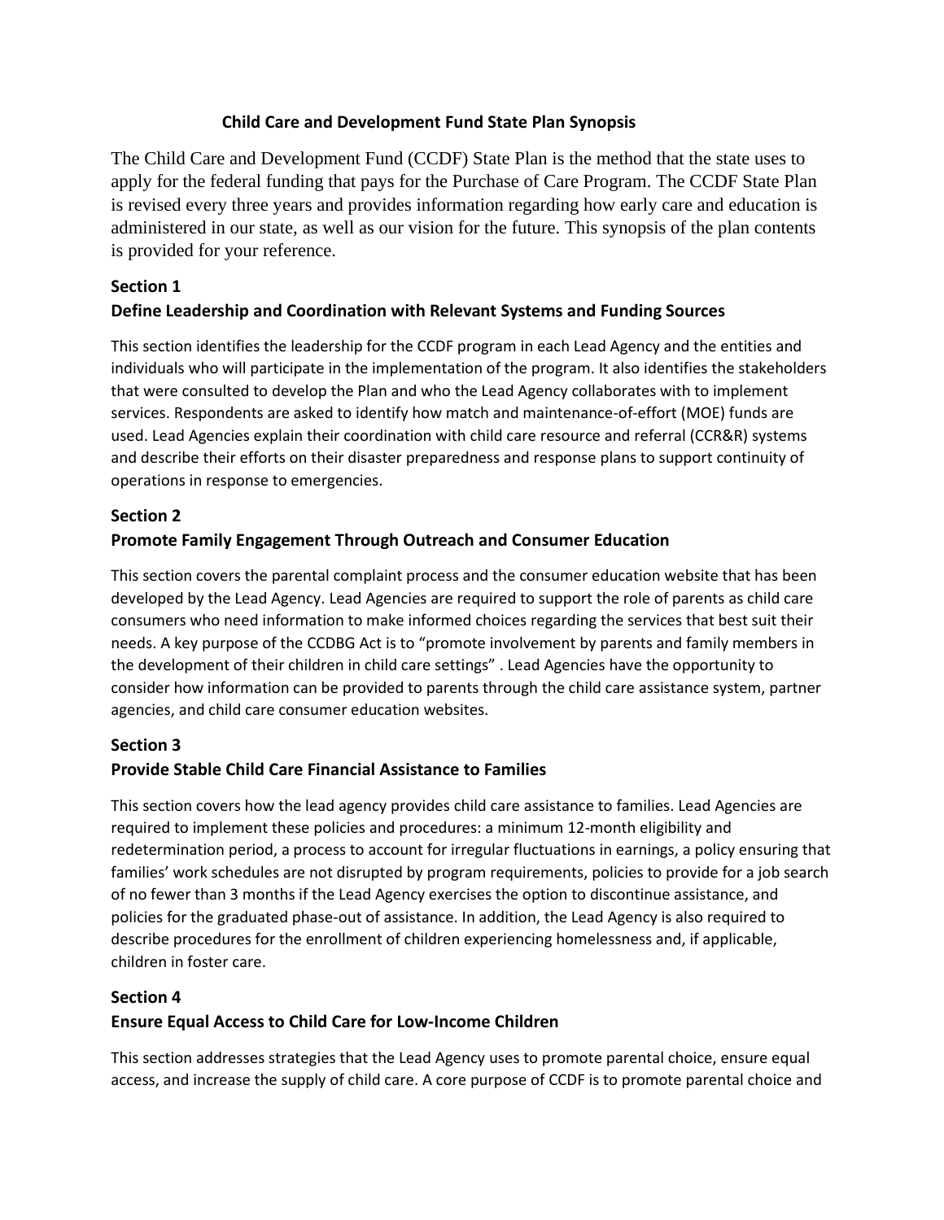# Child Care and Development Fund State Plan Synopsis

The Child Care and Development Fund (CCDF) State Plan is the method that the state uses to apply for the federal funding that pays for the Purchase of Care Program. The CCDF State Plan is revised every three years and provides information regarding how early care and education is administered in our state, as well as our vision for the future. This synopsis of the plan contents is provided for your reference.

## Section 1
## Define Leadership and Coordination with Relevant Systems and Funding Sources

This section identifies the leadership for the CCDF program in each Lead Agency and the entities and individuals who will participate in the implementation of the program. It also identifies the stakeholders that were consulted to develop the Plan and who the Lead Agency collaborates with to implement services. Respondents are asked to identify how match and maintenance-of-effort (MOE) funds are used. Lead Agencies explain their coordination with child care resource and referral (CCR&R) systems and describe their efforts on their disaster preparedness and response plans to support continuity of operations in response to emergencies.

## Section 2
## Promote Family Engagement Through Outreach and Consumer Education

This section covers the parental complaint process and the consumer education website that has been developed by the Lead Agency. Lead Agencies are required to support the role of parents as child care consumers who need information to make informed choices regarding the services that best suit their needs. A key purpose of the CCDBG Act is to "promote involvement by parents and family members in the development of their children in child care settings" . Lead Agencies have the opportunity to consider how information can be provided to parents through the child care assistance system, partner agencies, and child care consumer education websites.

## Section 3
## Provide Stable Child Care Financial Assistance to Families

This section covers how the lead agency provides child care assistance to families. Lead Agencies are required to implement these policies and procedures: a minimum 12-month eligibility and redetermination period, a process to account for irregular fluctuations in earnings, a policy ensuring that families' work schedules are not disrupted by program requirements, policies to provide for a job search of no fewer than 3 months if the Lead Agency exercises the option to discontinue assistance, and policies for the graduated phase-out of assistance. In addition, the Lead Agency is also required to describe procedures for the enrollment of children experiencing homelessness and, if applicable, children in foster care.

## Section 4
## Ensure Equal Access to Child Care for Low-Income Children

This section addresses strategies that the Lead Agency uses to promote parental choice, ensure equal access, and increase the supply of child care. A core purpose of CCDF is to promote parental choice and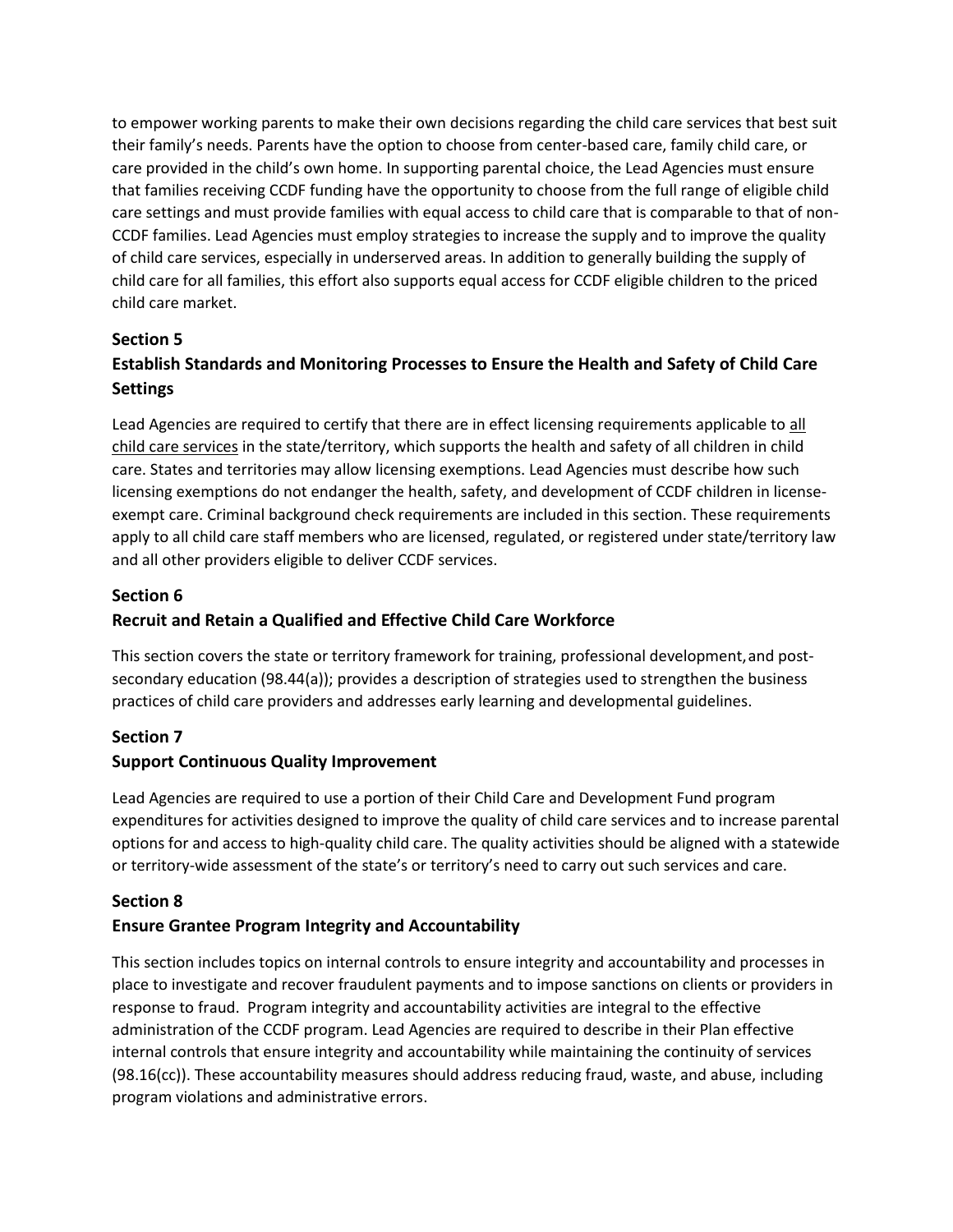to empower working parents to make their own decisions regarding the child care services that best suit their family's needs. Parents have the option to choose from center-based care, family child care, or care provided in the child's own home. In supporting parental choice, the Lead Agencies must ensure that families receiving CCDF funding have the opportunity to choose from the full range of eligible child care settings and must provide families with equal access to child care that is comparable to that of non-CCDF families. Lead Agencies must employ strategies to increase the supply and to improve the quality of child care services, especially in underserved areas. In addition to generally building the supply of child care for all families, this effort also supports equal access for CCDF eligible children to the priced child care market.

### Section 5
### Establish Standards and Monitoring Processes to Ensure the Health and Safety of Child Care Settings

Lead Agencies are required to certify that there are in effect licensing requirements applicable to <u>all child care services</u> in the state/territory, which supports the health and safety of all children in child care. States and territories may allow licensing exemptions. Lead Agencies must describe how such licensing exemptions do not endanger the health, safety, and development of CCDF children in license-exempt care. Criminal background check requirements are included in this section. These requirements apply to all child care staff members who are licensed, regulated, or registered under state/territory law and all other providers eligible to deliver CCDF services.

### Section 6
### Recruit and Retain a Qualified and Effective Child Care Workforce

This section covers the state or territory framework for training, professional development, and post-secondary education (98.44(a)); provides a description of strategies used to strengthen the business practices of child care providers and addresses early learning and developmental guidelines.

### Section 7
### Support Continuous Quality Improvement

Lead Agencies are required to use a portion of their Child Care and Development Fund program expenditures for activities designed to improve the quality of child care services and to increase parental options for and access to high-quality child care. The quality activities should be aligned with a statewide or territory-wide assessment of the state's or territory's need to carry out such services and care.

### Section 8
### Ensure Grantee Program Integrity and Accountability

This section includes topics on internal controls to ensure integrity and accountability and processes in place to investigate and recover fraudulent payments and to impose sanctions on clients or providers in response to fraud. Program integrity and accountability activities are integral to the effective administration of the CCDF program. Lead Agencies are required to describe in their Plan effective internal controls that ensure integrity and accountability while maintaining the continuity of services (98.16(cc)). These accountability measures should address reducing fraud, waste, and abuse, including program violations and administrative errors.